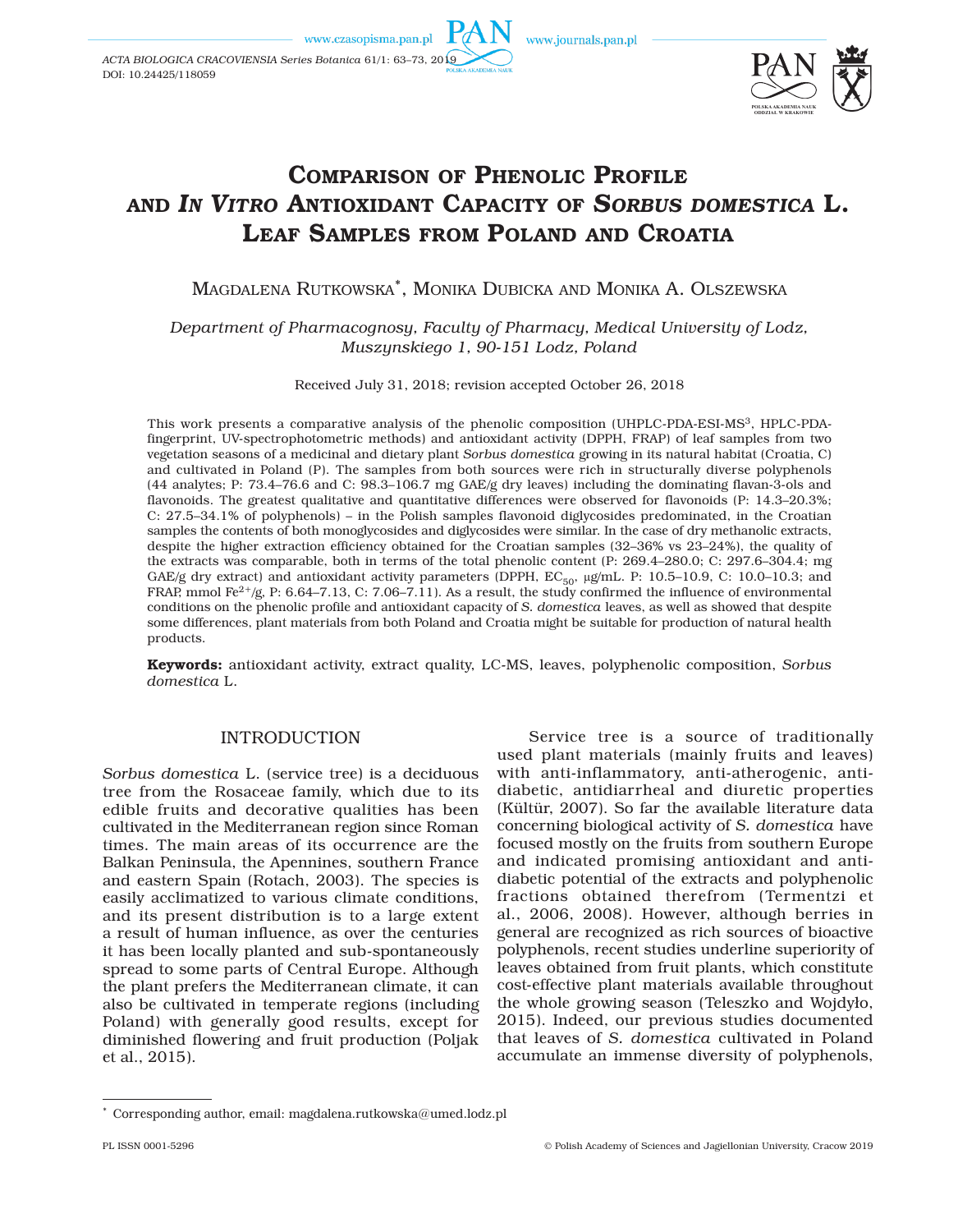# Comparison of Phenolic Profile and *In Vitro* Antioxidant Capacity of *Sorbus domestica* L. Leaf Samples from Poland and Croatia

Magdalena Rutkowska*, Monika Dubicka and Monika A. Olszewska

*Department of Pharmacognosy, Faculty of Pharmacy, Medical University of Lodz, Muszynskiego 1, 90-151 Lodz, Poland*

Received July 31, 2018; revision accepted October 26, 2018

This work presents a comparative analysis of the phenolic composition (UHPLC-PDA-ESI-$MS^3$, HPLC-PDA-fingerprint, UV-spectrophotometric methods) and antioxidant activity (DPPH, FRAP) of leaf samples from two vegetation seasons of a medicinal and dietary plant *Sorbus domestica* growing in its natural habitat (Croatia, C) and cultivated in Poland (P). The samples from both sources were rich in structurally diverse polyphenols (44 analytes; P: 73.4–76.6 and C: 98.3–106.7 mg GAE/g dry leaves) including the dominating flavan-3-ols and flavonoids. The greatest qualitative and quantitative differences were observed for flavonoids (P: 14.3–20.3%; C: 27.5–34.1% of polyphenols) – in the Polish samples flavonoid diglycosides predominated, in the Croatian samples the contents of both monoglycosides and diglycosides were similar. In the case of dry methanolic extracts, despite the higher extraction efficiency obtained for the Croatian samples (32–36% vs 23–24%), the quality of the extracts was comparable, both in terms of the total phenolic content (P: 269.4–280.0; C: 297.6–304.4; mg GAE/g dry extract) and antioxidant activity parameters (DPPH, $EC_{50}$, μg/mL. P: 10.5–10.9, C: 10.0–10.3; and FRAP, mmol $Fe^{2+}$/g, P: 6.64–7.13, C: 7.06–7.11). As a result, the study confirmed the influence of environmental conditions on the phenolic profile and antioxidant capacity of *S. domestica* leaves, as well as showed that despite some differences, plant materials from both Poland and Croatia might be suitable for production of natural health products.

**Keywords:** antioxidant activity, extract quality, LC-MS, leaves, polyphenolic composition, *Sorbus domestica* L.

## INTRODUCTION

*Sorbus domestica* L. (service tree) is a deciduous tree from the Rosaceae family, which due to its edible fruits and decorative qualities has been cultivated in the Mediterranean region since Roman times. The main areas of its occurrence are the Balkan Peninsula, the Apennines, southern France and eastern Spain (Rotach, 2003). The species is easily acclimatized to various climate conditions, and its present distribution is to a large extent a result of human influence, as over the centuries it has been locally planted and sub-spontaneously spread to some parts of Central Europe. Although the plant prefers the Mediterranean climate, it can also be cultivated in temperate regions (including Poland) with generally good results, except for diminished flowering and fruit production (Poljak et al., 2015).

Service tree is a source of traditionally used plant materials (mainly fruits and leaves) with anti-inflammatory, anti-atherogenic, anti-diabetic, antidiarrheal and diuretic properties (Kültür, 2007). So far the available literature data concerning biological activity of *S. domestica* have focused mostly on the fruits from southern Europe and indicated promising antioxidant and anti-diabetic potential of the extracts and polyphenolic fractions obtained therefrom (Termentzi et al., 2006, 2008). However, although berries in general are recognized as rich sources of bioactive polyphenols, recent studies underline superiority of leaves obtained from fruit plants, which constitute cost-effective plant materials available throughout the whole growing season (Teleszko and Wojdyło, 2015). Indeed, our previous studies documented that leaves of *S. domestica* cultivated in Poland accumulate an immense diversity of polyphenols,

* Corresponding author, email: magdalena.rutkowska@umed.lodz.pl

PL ISSN 0001-5296 © Polish Academy of Sciences and Jagiellonian University, Cracow 2019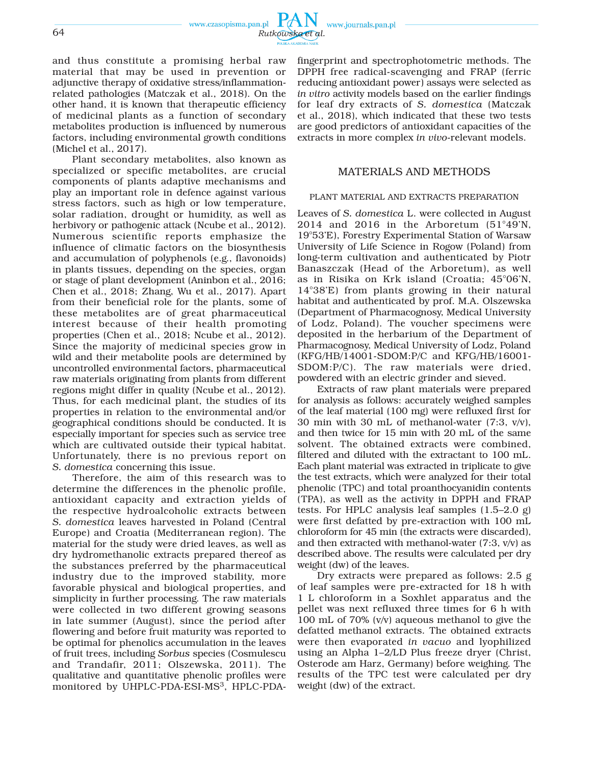and thus constitute a promising herbal raw material that may be used in prevention or adjunctive therapy of oxidative stress/inflammation-related pathologies (Matczak et al., 2018). On the other hand, it is known that therapeutic efficiency of medicinal plants as a function of secondary metabolites production is influenced by numerous factors, including environmental growth conditions (Michel et al., 2017).

Plant secondary metabolites, also known as specialized or specific metabolites, are crucial components of plants adaptive mechanisms and play an important role in defence against various stress factors, such as high or low temperature, solar radiation, drought or humidity, as well as herbivory or pathogenic attack (Ncube et al., 2012). Numerous scientific reports emphasize the influence of climatic factors on the biosynthesis and accumulation of polyphenols (e.g., flavonoids) in plants tissues, depending on the species, organ or stage of plant development (Aninbon et al., 2016; Chen et al., 2018; Zhang, Wu et al., 2017). Apart from their beneficial role for the plants, some of these metabolites are of great pharmaceutical interest because of their health promoting properties (Chen et al., 2018; Ncube et al., 2012). Since the majority of medicinal species grow in wild and their metabolite pools are determined by uncontrolled environmental factors, pharmaceutical raw materials originating from plants from different regions might differ in quality (Ncube et al., 2012). Thus, for each medicinal plant, the studies of its properties in relation to the environmental and/or geographical conditions should be conducted. It is especially important for species such as service tree which are cultivated outside their typical habitat. Unfortunately, there is no previous report on *S. domestica* concerning this issue.

Therefore, the aim of this research was to determine the differences in the phenolic profile, antioxidant capacity and extraction yields of the respective hydroalcoholic extracts between *S. domestica* leaves harvested in Poland (Central Europe) and Croatia (Mediterranean region). The material for the study were dried leaves, as well as dry hydromethanolic extracts prepared thereof as the substances preferred by the pharmaceutical industry due to the improved stability, more favorable physical and biological properties, and simplicity in further processing. The raw materials were collected in two different growing seasons in late summer (August), since the period after flowering and before fruit maturity was reported to be optimal for phenolics accumulation in the leaves of fruit trees, including *Sorbus* species (Cosmulescu and Trandafir, 2011; Olszewska, 2011). The qualitative and quantitative phenolic profiles were monitored by UHPLC-PDA-ESI-MS$^3$, HPLC-PDA-fingerprint and spectrophotometric methods. The DPPH free radical-scavenging and FRAP (ferric reducing antioxidant power) assays were selected as *in vitro* activity models based on the earlier findings for leaf dry extracts of *S. domestica* (Matczak et al., 2018), which indicated that these two tests are good predictors of antioxidant capacities of the extracts in more complex *in vivo*-relevant models.

## MATERIALS AND METHODS

### PLANT MATERIAL AND EXTRACTS PREPARATION

Leaves of *S. domestica* L. were collected in August 2014 and 2016 in the Arboretum (51°49'N, 19°53'E), Forestry Experimental Station of Warsaw University of Life Science in Rogow (Poland) from long-term cultivation and authenticated by Piotr Banaszczak (Head of the Arboretum), as well as in Risika on Krk island (Croatia; 45°06'N, 14°38'E) from plants growing in their natural habitat and authenticated by prof. M.A. Olszewska (Department of Pharmacognosy, Medical University of Lodz, Poland). The voucher specimens were deposited in the herbarium of the Department of Pharmacognosy, Medical University of Lodz, Poland (KFG/HB/14001-SDOM:P/C and KFG/HB/16001-SDOM:P/C). The raw materials were dried, powdered with an electric grinder and sieved.

Extracts of raw plant materials were prepared for analysis as follows: accurately weighed samples of the leaf material (100 mg) were refluxed first for 30 min with 30 mL of methanol-water (7:3, v/v), and then twice for 15 min with 20 mL of the same solvent. The obtained extracts were combined, filtered and diluted with the extractant to 100 mL. Each plant material was extracted in triplicate to give the test extracts, which were analyzed for their total phenolic (TPC) and total proanthocyanidin contents (TPA), as well as the activity in DPPH and FRAP tests. For HPLC analysis leaf samples (1.5–2.0 g) were first defatted by pre-extraction with 100 mL chloroform for 45 min (the extracts were discarded), and then extracted with methanol-water (7:3, v/v) as described above. The results were calculated per dry weight (dw) of the leaves.

Dry extracts were prepared as follows: 2.5 g of leaf samples were pre-extracted for 18 h with 1 L chloroform in a Soxhlet apparatus and the pellet was next refluxed three times for 6 h with 100 mL of 70% (v/v) aqueous methanol to give the defatted methanol extracts. The obtained extracts were then evaporated *in vacuo* and lyophilized using an Alpha 1–2/LD Plus freeze dryer (Christ, Osterode am Harz, Germany) before weighing. The results of the TPC test were calculated per dry weight (dw) of the extract.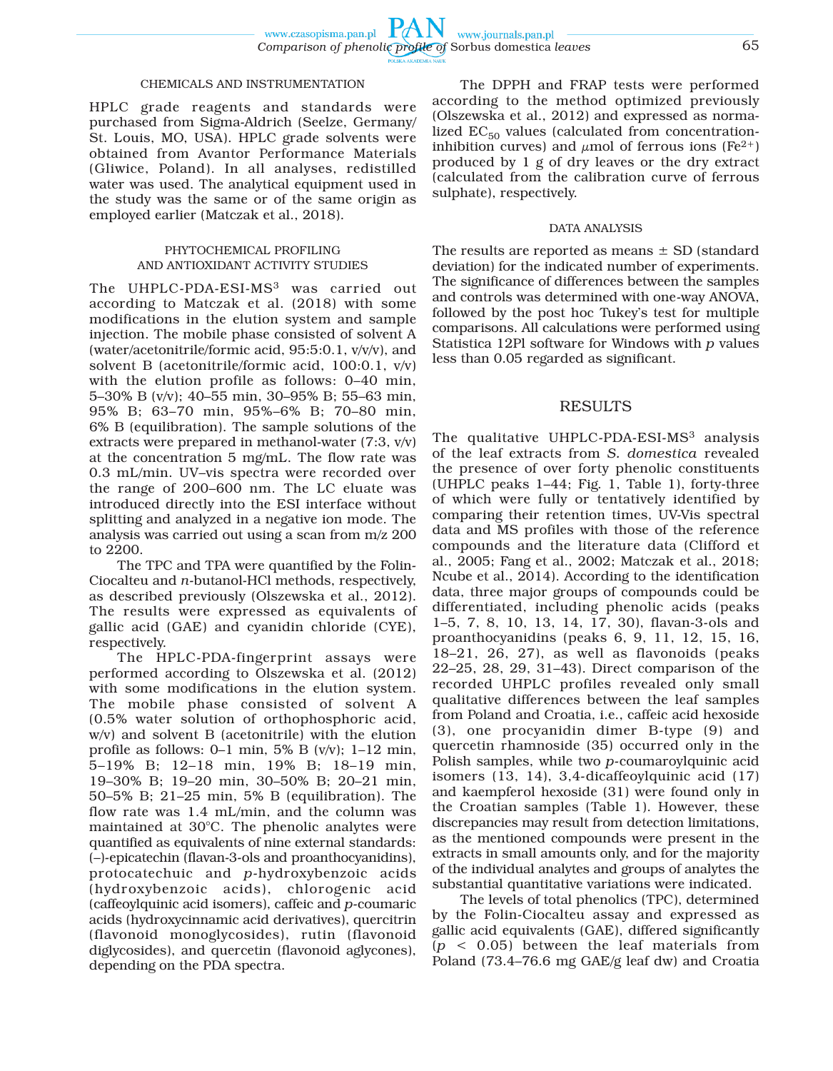### CHEMICALS AND INSTRUMENTATION

HPLC grade reagents and standards were purchased from Sigma-Aldrich (Seelze, Germany/ St. Louis, MO, USA). HPLC grade solvents were obtained from Avantor Performance Materials (Gliwice, Poland). In all analyses, redistilled water was used. The analytical equipment used in the study was the same or of the same origin as employed earlier (Matczak et al., 2018).

### PHYTOCHEMICAL PROFILING AND ANTIOXIDANT ACTIVITY STUDIES

The UHPLC-PDA-ESI-$MS^3$ was carried out according to Matczak et al. (2018) with some modifications in the elution system and sample injection. The mobile phase consisted of solvent A (water/acetonitrile/formic acid, 95:5:0.1, v/v/v), and solvent B (acetonitrile/formic acid, 100:0.1, v/v) with the elution profile as follows: 0–40 min, 5–30% B (v/v); 40–55 min, 30–95% B; 55–63 min, 95% B; 63–70 min, 95%–6% B; 70–80 min, 6% B (equilibration). The sample solutions of the extracts were prepared in methanol-water (7:3, v/v) at the concentration 5 mg/mL. The flow rate was 0.3 mL/min. UV–vis spectra were recorded over the range of 200–600 nm. The LC eluate was introduced directly into the ESI interface without splitting and analyzed in a negative ion mode. The analysis was carried out using a scan from m/z 200 to 2200.

The TPC and TPA were quantified by the Folin-Ciocalteu and *n*-butanol-HCl methods, respectively, as described previously (Olszewska et al., 2012). The results were expressed as equivalents of gallic acid (GAE) and cyanidin chloride (CYE), respectively.

The HPLC-PDA-fingerprint assays were performed according to Olszewska et al. (2012) with some modifications in the elution system. The mobile phase consisted of solvent A (0.5% water solution of orthophosphoric acid, w/v) and solvent B (acetonitrile) with the elution profile as follows: 0–1 min, 5% B (v/v); 1–12 min, 5–19% B; 12–18 min, 19% B; 18–19 min, 19–30% B; 19–20 min, 30–50% B; 20–21 min, 50–5% B; 21–25 min, 5% B (equilibration). The flow rate was 1.4 mL/min, and the column was maintained at 30°C. The phenolic analytes were quantified as equivalents of nine external standards: (–)-epicatechin (flavan-3-ols and proanthocyanidins), protocatechuic and *p*-hydroxybenzoic acids (hydroxybenzoic acids), chlorogenic acid (caffeoylquinic acid isomers), caffeic and *p*-coumaric acids (hydroxycinnamic acid derivatives), quercitrin (flavonoid monoglycosides), rutin (flavonoid diglycosides), and quercetin (flavonoid aglycones), depending on the PDA spectra.

The DPPH and FRAP tests were performed according to the method optimized previously (Olszewska et al., 2012) and expressed as normalized $EC_{50}$ values (calculated from concentration-inhibition curves) and $\mu$mol of ferrous ions ($Fe^{2+}$) produced by 1 g of dry leaves or the dry extract (calculated from the calibration curve of ferrous sulphate), respectively.

### DATA ANALYSIS

The results are reported as means ± SD (standard deviation) for the indicated number of experiments. The significance of differences between the samples and controls was determined with one-way ANOVA, followed by the post hoc Tukey's test for multiple comparisons. All calculations were performed using Statistica 12Pl software for Windows with $p$ values less than 0.05 regarded as significant.

## RESULTS

The qualitative UHPLC-PDA-ESI-$MS^3$ analysis of the leaf extracts from *S. domestica* revealed the presence of over forty phenolic constituents (UHPLC peaks 1–44; Fig. 1, Table 1), forty-three of which were fully or tentatively identified by comparing their retention times, UV-Vis spectral data and MS profiles with those of the reference compounds and the literature data (Clifford et al., 2005; Fang et al., 2002; Matczak et al., 2018; Ncube et al., 2014). According to the identification data, three major groups of compounds could be differentiated, including phenolic acids (peaks 1–5, 7, 8, 10, 13, 14, 17, 30), flavan-3-ols and proanthocyanidins (peaks 6, 9, 11, 12, 15, 16, 18–21, 26, 27), as well as flavonoids (peaks 22–25, 28, 29, 31–43). Direct comparison of the recorded UHPLC profiles revealed only small qualitative differences between the leaf samples from Poland and Croatia, i.e., caffeic acid hexoside (3), one procyanidin dimer B-type (9) and quercetin rhamnoside (35) occurred only in the Polish samples, while two *p*-coumaroylquinic acid isomers (13, 14), 3,4-dicaffeoylquinic acid (17) and kaempferol hexoside (31) were found only in the Croatian samples (Table 1). However, these discrepancies may result from detection limitations, as the mentioned compounds were present in the extracts in small amounts only, and for the majority of the individual analytes and groups of analytes the substantial quantitative variations were indicated.

The levels of total phenolics (TPC), determined by the Folin-Ciocalteu assay and expressed as gallic acid equivalents (GAE), differed significantly ($p < 0.05$) between the leaf materials from Poland (73.4–76.6 mg GAE/g leaf dw) and Croatia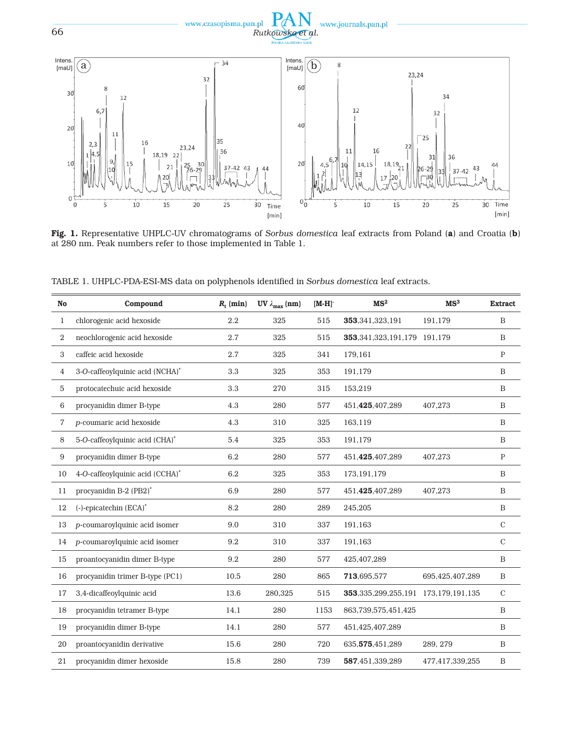**Fig. 1.** Representative UHPLC-UV chromatograms of *Sorbus domestica* leaf extracts from Poland (**a**) and Croatia (**b**) at 280 nm. Peak numbers refer to those implemented in Table 1.

TABLE 1. UHPLC-PDA-ESI-MS data on polyphenols identified in *Sorbus domestica* leaf extracts.

| No | Compound | $R_t$ (min) | UV $\lambda_{max}$ (nm) | $[M-H]^-$ | $MS^2$ | $MS^3$ | Extract |
|---|---|---|---|---|---|---|---|
| 1 | chlorogenic acid hexoside | 2.2 | 325 | 515 | **353**,341,323,191 | 191,179 | B |
| 2 | neochlorogenic acid hexoside | 2.7 | 325 | 515 | **353**,341,323,191,179 | 191,179 | B |
| 3 | caffeic acid hexoside | 2.7 | 325 | 341 | 179,161 | | P |
| 4 | 3-*O*-caffeoylquinic acid (NCHA)* | 3.3 | 325 | 353 | 191,179 | | B |
| 5 | protocatechuic acid hexoside | 3.3 | 270 | 315 | 153,219 | | B |
| 6 | procyanidin dimer B-type | 4.3 | 280 | 577 | 451,**425**,407,289 | 407,273 | B |
| 7 | *p*-coumaric acid hexoside | 4.3 | 310 | 325 | 163,119 | | B |
| 8 | 5-*O*-caffeoylquinic acid (CHA)* | 5.4 | 325 | 353 | 191,179 | | B |
| 9 | procyanidin dimer B-type | 6.2 | 280 | 577 | 451,**425**,407,289 | 407,273 | P |
| 10 | 4-*O*-caffeoylquinic acid (CCHA)* | 6.2 | 325 | 353 | 173,191,179 | | B |
| 11 | procyanidin B-2 (PB2)* | 6.9 | 280 | 577 | 451,**425**,407,289 | 407,273 | B |
| 12 | (-)-epicatechin (ECA)* | 8.2 | 280 | 289 | 245,205 | | B |
| 13 | *p*-coumaroylquinic acid isomer | 9.0 | 310 | 337 | 191,163 | | C |
| 14 | *p*-coumaroylquinic acid isomer | 9.2 | 310 | 337 | 191,163 | | C |
| 15 | proantocyanidin dimer B-type | 9.2 | 280 | 577 | 425,407,289 | | B |
| 16 | procyanidin trimer B-type (PC1) | 10.5 | 280 | 865 | **713**,695,577 | 695,425,407,289 | B |
| 17 | 3,4-dicaffeoylquinic acid | 13.6 | 280,325 | 515 | **353**,335,299,255,191 | 173,179,191,135 | C |
| 18 | procyanidin tetramer B-type | 14.1 | 280 | 1153 | 863,739,575,451,425 | | B |
| 19 | procyanidin dimer B-type | 14.1 | 280 | 577 | 451,425,407,289 | | B |
| 20 | proantocyanidin derivative | 15.6 | 280 | 720 | 635,**575**,451,289 | 289, 279 | B |
| 21 | procyanidin dimer hexoside | 15.8 | 280 | 739 | **587**,451,339,289 | 477,417,339,255 | B |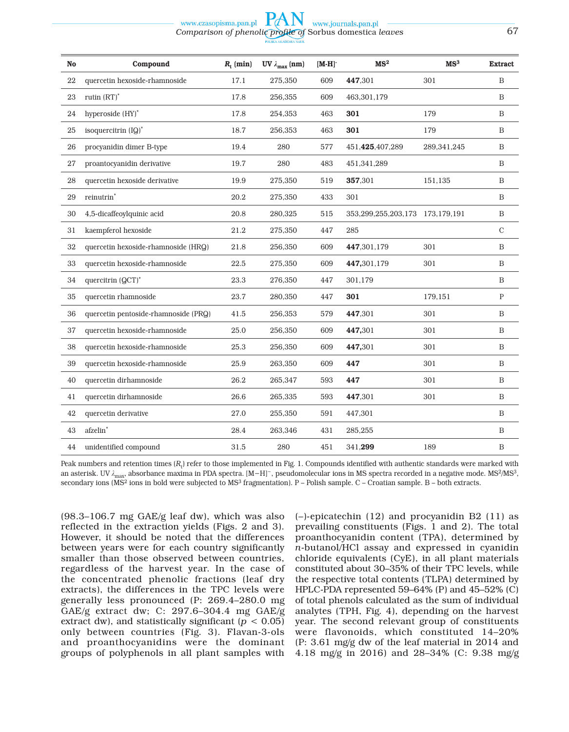| No | Compound | $R_t$ (min) | UV $\lambda_{max}$ (nm) | $[M-H]^-$ | $MS^2$ | $MS^3$ | Extract |
|---|---|---|---|---|---|---|---|
| 22 | quercetin hexoside-rhamnoside | 17.1 | 275,350 | 609 | **447**,301 | 301 | B |
| 23 | rutin (RT)* | 17.8 | 256,355 | 609 | 463,301,179 | | B |
| 24 | hyperoside (HY)* | 17.8 | 254,353 | 463 | **301** | 179 | B |
| 25 | isoquercitrin (IQ)* | 18.7 | 256,353 | 463 | **301** | 179 | B |
| 26 | procyanidin dimer B-type | 19.4 | 280 | 577 | 451,**425**,407,289 | 289,341,245 | B |
| 27 | proantocyanidin derivative | 19.7 | 280 | 483 | 451,341,289 | | B |
| 28 | quercetin hexoside derivative | 19.9 | 275,350 | 519 | **357**,301 | 151,135 | B |
| 29 | reinutrin* | 20.2 | 275,350 | 433 | 301 | | B |
| 30 | 4,5-dicaffeoylquinic acid | 20.8 | 280,325 | 515 | 353,299,255,203,173 | 173,179,191 | B |
| 31 | kaempferol hexoside | 21.2 | 275,350 | 447 | 285 | | C |
| 32 | quercetin hexoside-rhamnoside (HRQ) | 21.8 | 256,350 | 609 | **447**,301,179 | 301 | B |
| 33 | quercetin hexoside-rhamnoside | 22.5 | 275,350 | 609 | **447**,301,179 | 301 | B |
| 34 | quercitrin (QCT)* | 23.3 | 276,350 | 447 | 301,179 | | B |
| 35 | quercetin rhamnoside | 23.7 | 280,350 | 447 | **301** | 179,151 | P |
| 36 | quercetin pentoside-rhamnoside (PRQ) | 41.5 | 256,353 | 579 | **447**,301 | 301 | B |
| 37 | quercetin hexoside-rhamnoside | 25.0 | 256,350 | 609 | **447**,301 | 301 | B |
| 38 | quercetin hexoside-rhamnoside | 25.3 | 256,350 | 609 | **447**,301 | 301 | B |
| 39 | quercetin hexoside-rhamnoside | 25.9 | 263,350 | 609 | **447** | 301 | B |
| 40 | quercetin dirhamnoside | 26.2 | 265,347 | 593 | **447** | 301 | B |
| 41 | quercetin dirhamnoside | 26.6 | 265,335 | 593 | **447**,301 | 301 | B |
| 42 | quercetin derivative | 27.0 | 255,350 | 591 | 447,301 | | B |
| 43 | afzelin* | 28.4 | 263,346 | 431 | 285,255 | | B |
| 44 | unidentified compound | 31.5 | 280 | 451 | 341,**299** | 189 | B |

Peak numbers and retention times ($R_t$) refer to those implemented in Fig. 1. Compounds identified with authentic standards were marked with an asterisk. UV $\lambda_{max}$, absorbance maxima in PDA spectra. $[M-H]^-$, pseudomolecular ions in MS spectra recorded in a negative mode. $MS^2/MS^3$, secondary ions ($MS^2$ ions in bold were subjected to $MS^3$ fragmentation). P – Polish sample. C – Croatian sample. B – both extracts.

(98.3–106.7 mg GAE/g leaf dw), which was also reflected in the extraction yields (Figs. 2 and 3). However, it should be noted that the differences between years were for each country significantly smaller than those observed between countries, regardless of the harvest year. In the case of the concentrated phenolic fractions (leaf dry extracts), the differences in the TPC levels were generally less pronounced (P: 269.4–280.0 mg GAE/g extract dw; C: 297.6–304.4 mg GAE/g extract dw), and statistically significant ($p < 0.05$) only between countries (Fig. 3). Flavan-3-ols and proanthocyanidins were the dominant groups of polyphenols in all plant samples with (–)-epicatechin (12) and procyanidin B2 (11) as prevailing constituents (Figs. 1 and 2). The total proanthocyanidin content (TPA), determined by *n*-butanol/HCl assay and expressed in cyanidin chloride equivalents (CyE), in all plant materials constituted about 30–35% of their TPC levels, while the respective total contents (TLPA) determined by HPLC-PDA represented 59–64% (P) and 45–52% (C) of total phenols calculated as the sum of individual analytes (TPH, Fig. 4), depending on the harvest year. The second relevant group of constituents were flavonoids, which constituted 14–20% (P: 3.61 mg/g dw of the leaf material in 2014 and 4.18 mg/g in 2016) and 28–34% (C: 9.38 mg/g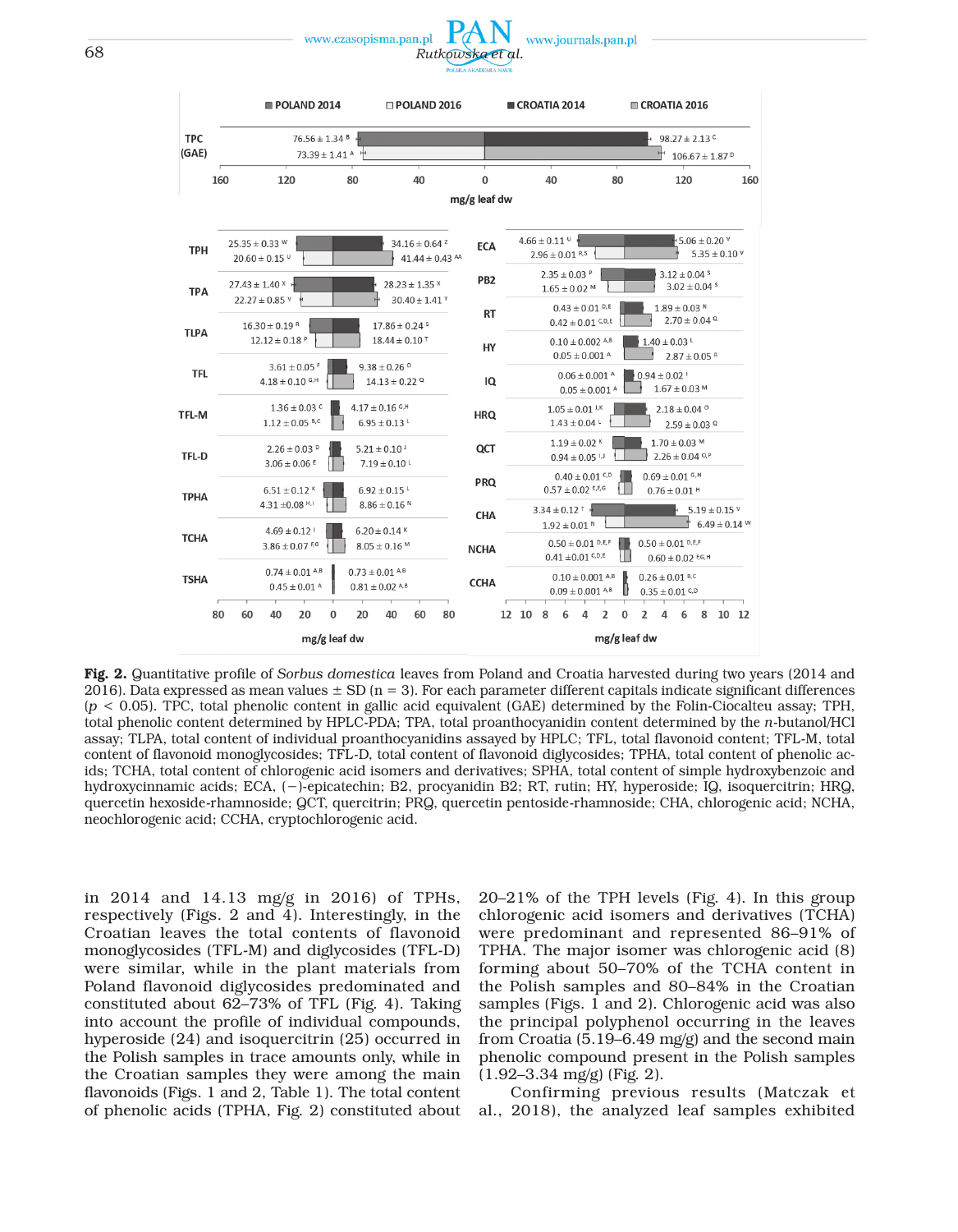**Fig. 2.** Quantitative profile of *Sorbus domestica* leaves from Poland and Croatia harvested during two years (2014 and 2016). Data expressed as mean values ± SD (n = 3). For each parameter different capitals indicate significant differences ($p$ < 0.05). TPC, total phenolic content in gallic acid equivalent (GAE) determined by the Folin-Ciocalteu assay; TPH, total phenolic content determined by HPLC-PDA; TPA, total proanthocyanidin content determined by the *n*-butanol/HCl assay; TLPA, total content of individual proanthocyanidins assayed by HPLC; TFL, total flavonoid content; TFL-M, total content of flavonoid monoglycosides; TFL-D, total content of flavonoid diglycosides; TPHA, total content of phenolic acids; TCHA, total content of chlorogenic acid isomers and derivatives; SPHA, total content of simple hydroxybenzoic and hydroxycinnamic acids; ECA, (−)-epicatechin; B2, procyanidin B2; RT, rutin; HY, hyperoside; IQ, isoquercitrin; HRQ, quercetin hexoside-rhamnoside; QCT, quercitrin; PRQ, quercetin pentoside-rhamnoside; CHA, chlorogenic acid; NCHA, neochlorogenic acid; CCHA, cryptochlorogenic acid.

in 2014 and 14.13 mg/g in 2016) of TPHs, respectively (Figs. 2 and 4). Interestingly, in the Croatian leaves the total contents of flavonoid monoglycosides (TFL-M) and diglycosides (TFL-D) were similar, while in the plant materials from Poland flavonoid diglycosides predominated and constituted about 62–73% of TFL (Fig. 4). Taking into account the profile of individual compounds, hyperoside (24) and isoquercitrin (25) occurred in the Polish samples in trace amounts only, while in the Croatian samples they were among the main flavonoids (Figs. 1 and 2, Table 1). The total content of phenolic acids (TPHA, Fig. 2) constituted about 20–21% of the TPH levels (Fig. 4). In this group chlorogenic acid isomers and derivatives (TCHA) were predominant and represented 86–91% of TPHA. The major isomer was chlorogenic acid (8) forming about 50–70% of the TCHA content in the Polish samples and 80–84% in the Croatian samples (Figs. 1 and 2). Chlorogenic acid was also the principal polyphenol occurring in the leaves from Croatia (5.19–6.49 mg/g) and the second main phenolic compound present in the Polish samples (1.92–3.34 mg/g) (Fig. 2).

Confirming previous results (Matczak et al., 2018), the analyzed leaf samples exhibited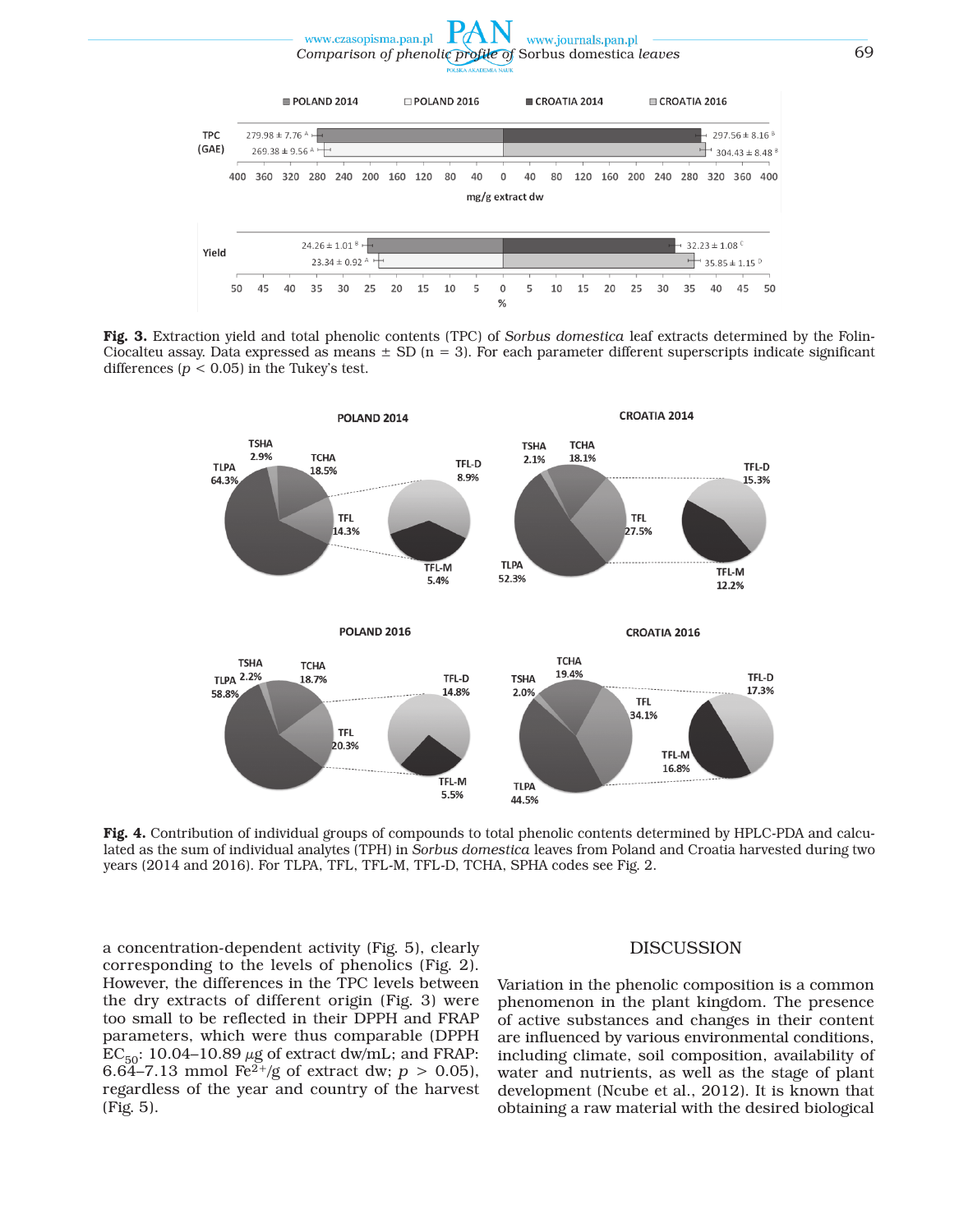**Fig. 3.** Extraction yield and total phenolic contents (TPC) of *Sorbus domestica* leaf extracts determined by the Folin-Ciocalteu assay. Data expressed as means ± SD (n = 3). For each parameter different superscripts indicate significant differences ($p < 0.05$) in the Tukey's test.

**Fig. 4.** Contribution of individual groups of compounds to total phenolic contents determined by HPLC-PDA and calculated as the sum of individual analytes (TPH) in *Sorbus domestica* leaves from Poland and Croatia harvested during two years (2014 and 2016). For TLPA, TFL, TFL-M, TFL-D, TCHA, SPHA codes see Fig. 2.

a concentration-dependent activity (Fig. 5), clearly corresponding to the levels of phenolics (Fig. 2). However, the differences in the TPC levels between the dry extracts of different origin (Fig. 3) were too small to be reflected in their DPPH and FRAP parameters, which were thus comparable (DPPH $EC_{50}$: 10.04–10.89 $\mu$g of extract dw/mL; and FRAP: 6.64–7.13 mmol $Fe^{2+}$/g of extract dw; $p > 0.05$), regardless of the year and country of the harvest (Fig. 5).

## DISCUSSION

Variation in the phenolic composition is a common phenomenon in the plant kingdom. The presence of active substances and changes in their content are influenced by various environmental conditions, including climate, soil composition, availability of water and nutrients, as well as the stage of plant development (Ncube et al., 2012). It is known that obtaining a raw material with the desired biological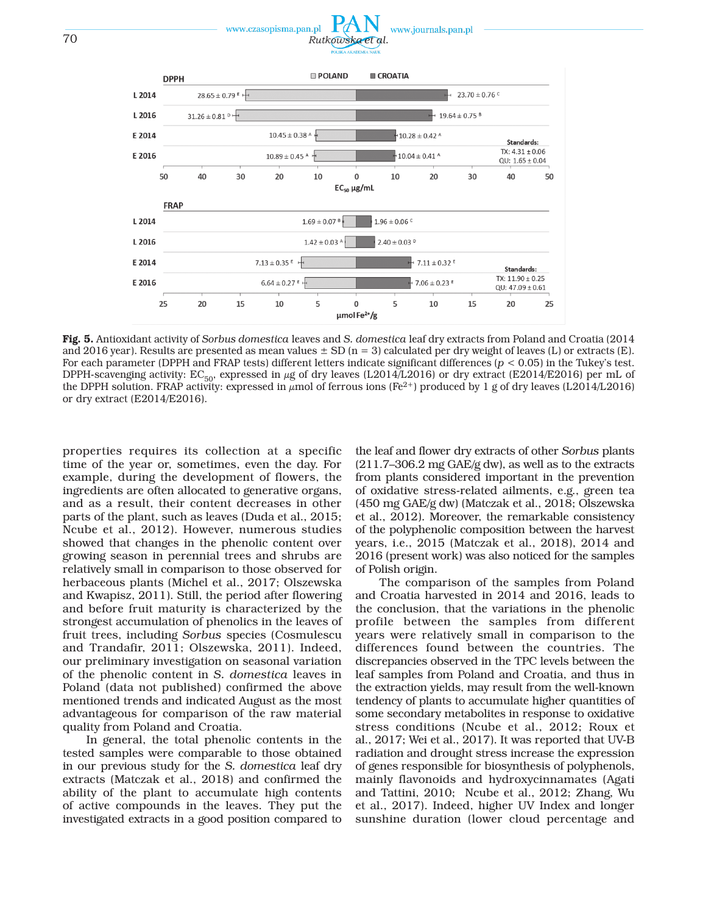| DPPH | POLAND | CROATIA |
|---|---|---|
| L 2014 | 28.65 ± 0.79 [E] | 23.70 ± 0.76 [C] |
| L 2016 | 31.26 ± 0.81 [D] | 19.64 ± 0.75 [B] |
| E 2014 | 10.45 ± 0.38 [A] | 10.28 ± 0.42 [A] |
| E 2016 | 10.89 ± 0.45 [A] | 10.04 ± 0.41 [A] |

Standards: TX: 4.31 ± 0.06; QU: 1.65 ± 0.04

$EC_{50}$ µg/mL

| FRAP | POLAND | CROATIA |
|---|---|---|
| L 2014 | 1.69 ± 0.07 [B] | 1.96 ± 0.06 [C] |
| L 2016 | 1.42 ± 0.03 [A] | 2.40 ± 0.03 [D] |
| E 2014 | 7.13 ± 0.35 [E] | 7.11 ± 0.32 [E] |
| E 2016 | 6.64 ± 0.27 [E] | 7.06 ± 0.23 [E] |

Standards: TX: 11.90 ± 0.25; QU: 47.09 ± 0.61

µmol $Fe^{2+}$/g

**Fig. 5.** Antioxidant activity of *Sorbus domestica* leaves and *S. domestica* leaf dry extracts from Poland and Croatia (2014 and 2016 year). Results are presented as mean values ± SD (n = 3) calculated per dry weight of leaves (L) or extracts (E). For each parameter (DPPH and FRAP tests) different letters indicate significant differences ($p < 0.05$) in the Tukey's test. DPPH-scavenging activity: $EC_{50}$, expressed in $\mu$g of dry leaves (L2014/L2016) or dry extract (E2014/E2016) per mL of the DPPH solution. FRAP activity: expressed in $\mu$mol of ferrous ions ($Fe^{2+}$) produced by 1 g of dry leaves (L2014/L2016) or dry extract (E2014/E2016).

properties requires its collection at a specific time of the year or, sometimes, even the day. For example, during the development of flowers, the ingredients are often allocated to generative organs, and as a result, their content decreases in other parts of the plant, such as leaves (Duda et al., 2015; Ncube et al., 2012). However, numerous studies showed that changes in the phenolic content over growing season in perennial trees and shrubs are relatively small in comparison to those observed for herbaceous plants (Michel et al., 2017; Olszewska and Kwapisz, 2011). Still, the period after flowering and before fruit maturity is characterized by the strongest accumulation of phenolics in the leaves of fruit trees, including *Sorbus* species (Cosmulescu and Trandafir, 2011; Olszewska, 2011). Indeed, our preliminary investigation on seasonal variation of the phenolic content in *S. domestica* leaves in Poland (data not published) confirmed the above mentioned trends and indicated August as the most advantageous for comparison of the raw material quality from Poland and Croatia.

In general, the total phenolic contents in the tested samples were comparable to those obtained in our previous study for the *S. domestica* leaf dry extracts (Matczak et al., 2018) and confirmed the ability of the plant to accumulate high contents of active compounds in the leaves. They put the investigated extracts in a good position compared to the leaf and flower dry extracts of other *Sorbus* plants (211.7–306.2 mg GAE/g dw), as well as to the extracts from plants considered important in the prevention of oxidative stress-related ailments, e.g., green tea (450 mg GAE/g dw) (Matczak et al., 2018; Olszewska et al., 2012). Moreover, the remarkable consistency of the polyphenolic composition between the harvest years, i.e., 2015 (Matczak et al., 2018), 2014 and 2016 (present work) was also noticed for the samples of Polish origin.

The comparison of the samples from Poland and Croatia harvested in 2014 and 2016, leads to the conclusion, that the variations in the phenolic profile between the samples from different years were relatively small in comparison to the differences found between the countries. The discrepancies observed in the TPC levels between the leaf samples from Poland and Croatia, and thus in the extraction yields, may result from the well-known tendency of plants to accumulate higher quantities of some secondary metabolites in response to oxidative stress conditions (Ncube et al., 2012; Roux et al., 2017; Wei et al., 2017). It was reported that UV-B radiation and drought stress increase the expression of genes responsible for biosynthesis of polyphenols, mainly flavonoids and hydroxycinnamates (Agati and Tattini, 2010; Ncube et al., 2012; Zhang, Wu et al., 2017). Indeed, higher UV Index and longer sunshine duration (lower cloud percentage and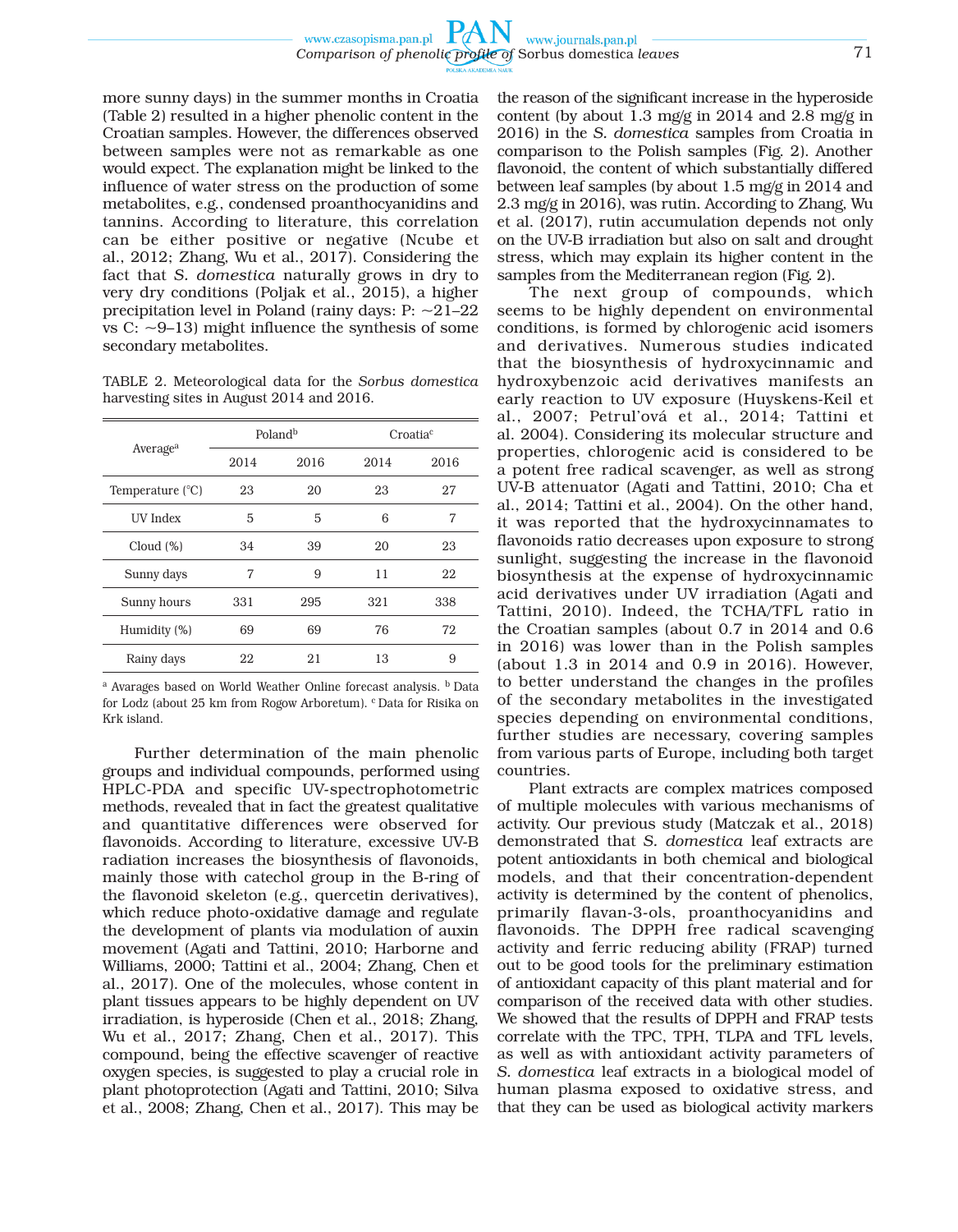more sunny days) in the summer months in Croatia (Table 2) resulted in a higher phenolic content in the Croatian samples. However, the differences observed between samples were not as remarkable as one would expect. The explanation might be linked to the influence of water stress on the production of some metabolites, e.g., condensed proanthocyanidins and tannins. According to literature, this correlation can be either positive or negative (Ncube et al., 2012; Zhang, Wu et al., 2017). Considering the fact that *S. domestica* naturally grows in dry to very dry conditions (Poljak et al., 2015), a higher precipitation level in Poland (rainy days: P: ~21–22 vs C: ~9–13) might influence the synthesis of some secondary metabolites.

TABLE 2. Meteorological data for the *Sorbus domestica* harvesting sites in August 2014 and 2016.

| Average[a] | Poland[b] | | Croatia[c] | |
|---|---|---|---|---|
| | 2014 | 2016 | 2014 | 2016 |
| Temperature (°C) | 23 | 20 | 23 | 27 |
| UV Index | 5 | 5 | 6 | 7 |
| Cloud (%) | 34 | 39 | 20 | 23 |
| Sunny days | 7 | 9 | 11 | 22 |
| Sunny hours | 331 | 295 | 321 | 338 |
| Humidity (%) | 69 | 69 | 76 | 72 |
| Rainy days | 22 | 21 | 13 | 9 |

[a] Avarages based on World Weather Online forecast analysis. [b] Data for Lodz (about 25 km from Rogow Arboretum). [c] Data for Risika on Krk island.

Further determination of the main phenolic groups and individual compounds, performed using HPLC-PDA and specific UV-spectrophotometric methods, revealed that in fact the greatest qualitative and quantitative differences were observed for flavonoids. According to literature, excessive UV-B radiation increases the biosynthesis of flavonoids, mainly those with catechol group in the B-ring of the flavonoid skeleton (e.g., quercetin derivatives), which reduce photo-oxidative damage and regulate the development of plants via modulation of auxin movement (Agati and Tattini, 2010; Harborne and Williams, 2000; Tattini et al., 2004; Zhang, Chen et al., 2017). One of the molecules, whose content in plant tissues appears to be highly dependent on UV irradiation, is hyperoside (Chen et al., 2018; Zhang, Wu et al., 2017; Zhang, Chen et al., 2017). This compound, being the effective scavenger of reactive oxygen species, is suggested to play a crucial role in plant photoprotection (Agati and Tattini, 2010; Silva et al., 2008; Zhang, Chen et al., 2017). This may be the reason of the significant increase in the hyperoside content (by about 1.3 mg/g in 2014 and 2.8 mg/g in 2016) in the *S. domestica* samples from Croatia in comparison to the Polish samples (Fig. 2). Another flavonoid, the content of which substantially differed between leaf samples (by about 1.5 mg/g in 2014 and 2.3 mg/g in 2016), was rutin. According to Zhang, Wu et al. (2017), rutin accumulation depends not only on the UV-B irradiation but also on salt and drought stress, which may explain its higher content in the samples from the Mediterranean region (Fig. 2).

The next group of compounds, which seems to be highly dependent on environmental conditions, is formed by chlorogenic acid isomers and derivatives. Numerous studies indicated that the biosynthesis of hydroxycinnamic and hydroxybenzoic acid derivatives manifests an early reaction to UV exposure (Huyskens-Keil et al., 2007; Petrul'ová et al., 2014; Tattini et al. 2004). Considering its molecular structure and properties, chlorogenic acid is considered to be a potent free radical scavenger, as well as strong UV-B attenuator (Agati and Tattini, 2010; Cha et al., 2014; Tattini et al., 2004). On the other hand, it was reported that the hydroxycinnamates to flavonoids ratio decreases upon exposure to strong sunlight, suggesting the increase in the flavonoid biosynthesis at the expense of hydroxycinnamic acid derivatives under UV irradiation (Agati and Tattini, 2010). Indeed, the TCHA/TFL ratio in the Croatian samples (about 0.7 in 2014 and 0.6 in 2016) was lower than in the Polish samples (about 1.3 in 2014 and 0.9 in 2016). However, to better understand the changes in the profiles of the secondary metabolites in the investigated species depending on environmental conditions, further studies are necessary, covering samples from various parts of Europe, including both target countries.

Plant extracts are complex matrices composed of multiple molecules with various mechanisms of activity. Our previous study (Matczak et al., 2018) demonstrated that *S. domestica* leaf extracts are potent antioxidants in both chemical and biological models, and that their concentration-dependent activity is determined by the content of phenolics, primarily flavan-3-ols, proanthocyanidins and flavonoids. The DPPH free radical scavenging activity and ferric reducing ability (FRAP) turned out to be good tools for the preliminary estimation of antioxidant capacity of this plant material and for comparison of the received data with other studies. We showed that the results of DPPH and FRAP tests correlate with the TPC, TPH, TLPA and TFL levels, as well as with antioxidant activity parameters of *S. domestica* leaf extracts in a biological model of human plasma exposed to oxidative stress, and that they can be used as biological activity markers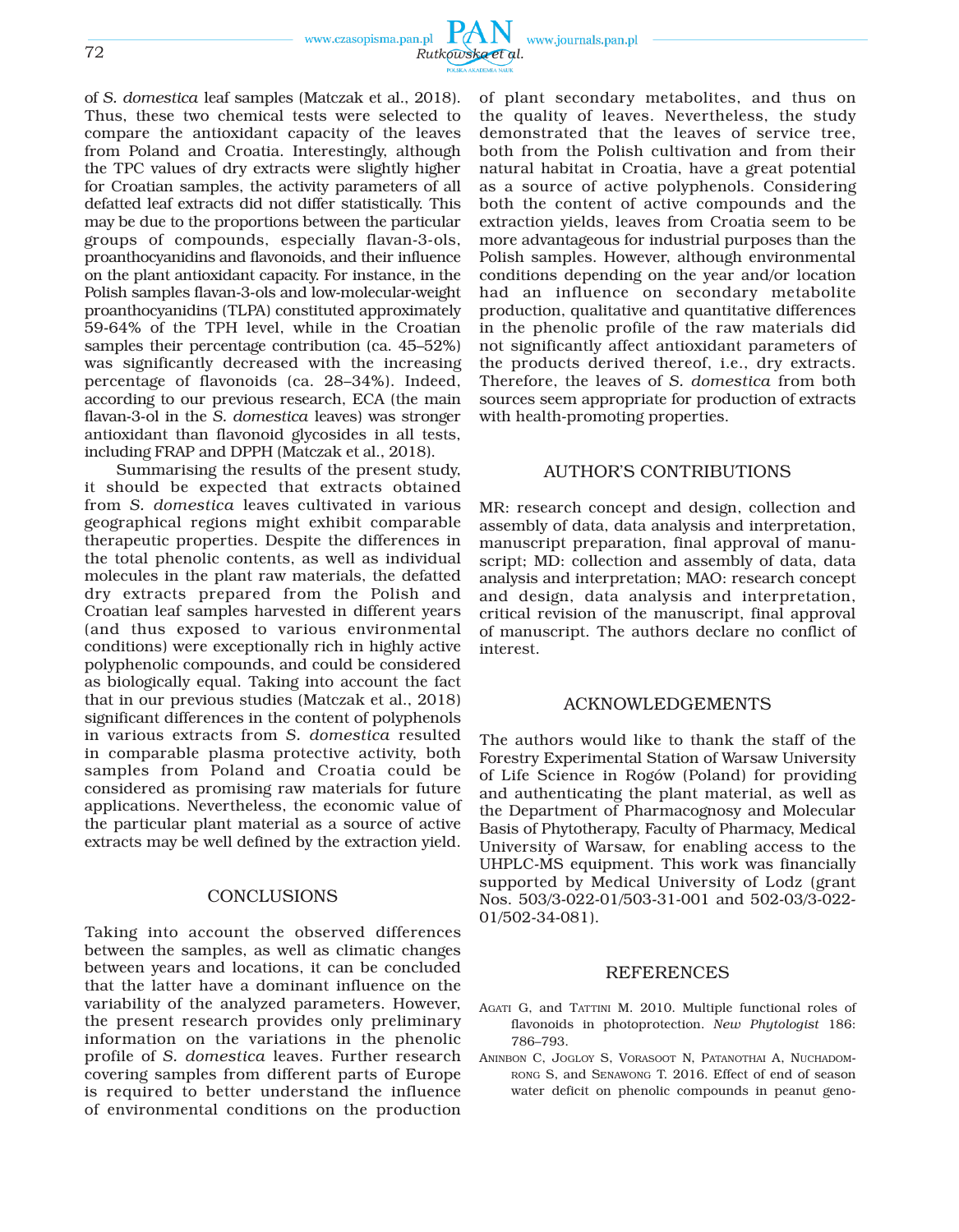of *S. domestica* leaf samples (Matczak et al., 2018). Thus, these two chemical tests were selected to compare the antioxidant capacity of the leaves from Poland and Croatia. Interestingly, although the TPC values of dry extracts were slightly higher for Croatian samples, the activity parameters of all defatted leaf extracts did not differ statistically. This may be due to the proportions between the particular groups of compounds, especially flavan-3-ols, proanthocyanidins and flavonoids, and their influence on the plant antioxidant capacity. For instance, in the Polish samples flavan-3-ols and low-molecular-weight proanthocyanidins (TLPA) constituted approximately 59-64% of the TPH level, while in the Croatian samples their percentage contribution (ca. 45–52%) was significantly decreased with the increasing percentage of flavonoids (ca. 28–34%). Indeed, according to our previous research, ECA (the main flavan-3-ol in the *S. domestica* leaves) was stronger antioxidant than flavonoid glycosides in all tests, including FRAP and DPPH (Matczak et al., 2018).

Summarising the results of the present study, it should be expected that extracts obtained from *S. domestica* leaves cultivated in various geographical regions might exhibit comparable therapeutic properties. Despite the differences in the total phenolic contents, as well as individual molecules in the plant raw materials, the defatted dry extracts prepared from the Polish and Croatian leaf samples harvested in different years (and thus exposed to various environmental conditions) were exceptionally rich in highly active polyphenolic compounds, and could be considered as biologically equal. Taking into account the fact that in our previous studies (Matczak et al., 2018) significant differences in the content of polyphenols in various extracts from *S. domestica* resulted in comparable plasma protective activity, both samples from Poland and Croatia could be considered as promising raw materials for future applications. Nevertheless, the economic value of the particular plant material as a source of active extracts may be well defined by the extraction yield.

## CONCLUSIONS

Taking into account the observed differences between the samples, as well as climatic changes between years and locations, it can be concluded that the latter have a dominant influence on the variability of the analyzed parameters. However, the present research provides only preliminary information on the variations in the phenolic profile of *S. domestica* leaves. Further research covering samples from different parts of Europe is required to better understand the influence of environmental conditions on the production of plant secondary metabolites, and thus on the quality of leaves. Nevertheless, the study demonstrated that the leaves of service tree, both from the Polish cultivation and from their natural habitat in Croatia, have a great potential as a source of active polyphenols. Considering both the content of active compounds and the extraction yields, leaves from Croatia seem to be more advantageous for industrial purposes than the Polish samples. However, although environmental conditions depending on the year and/or location had an influence on secondary metabolite production, qualitative and quantitative differences in the phenolic profile of the raw materials did not significantly affect antioxidant parameters of the products derived thereof, i.e., dry extracts. Therefore, the leaves of *S. domestica* from both sources seem appropriate for production of extracts with health-promoting properties.

## AUTHOR'S CONTRIBUTIONS

MR: research concept and design, collection and assembly of data, data analysis and interpretation, manuscript preparation, final approval of manuscript; MD: collection and assembly of data, data analysis and interpretation; MAO: research concept and design, data analysis and interpretation, critical revision of the manuscript, final approval of manuscript. The authors declare no conflict of interest.

## ACKNOWLEDGEMENTS

The authors would like to thank the staff of the Forestry Experimental Station of Warsaw University of Life Science in Rogów (Poland) for providing and authenticating the plant material, as well as the Department of Pharmacognosy and Molecular Basis of Phytotherapy, Faculty of Pharmacy, Medical University of Warsaw, for enabling access to the UHPLC-MS equipment. This work was financially supported by Medical University of Lodz (grant Nos. 503/3-022-01/503-31-001 and 502-03/3-022-01/502-34-081).

## REFERENCES

Agati G, and Tattini M. 2010. Multiple functional roles of flavonoids in photoprotection. *New Phytologist* 186: 786–793.

Aninbon C, Jogloy S, Vorasoot N, Patanothai A, Nuchadomrong S, and Senawong T. 2016. Effect of end of season water deficit on phenolic compounds in peanut geno-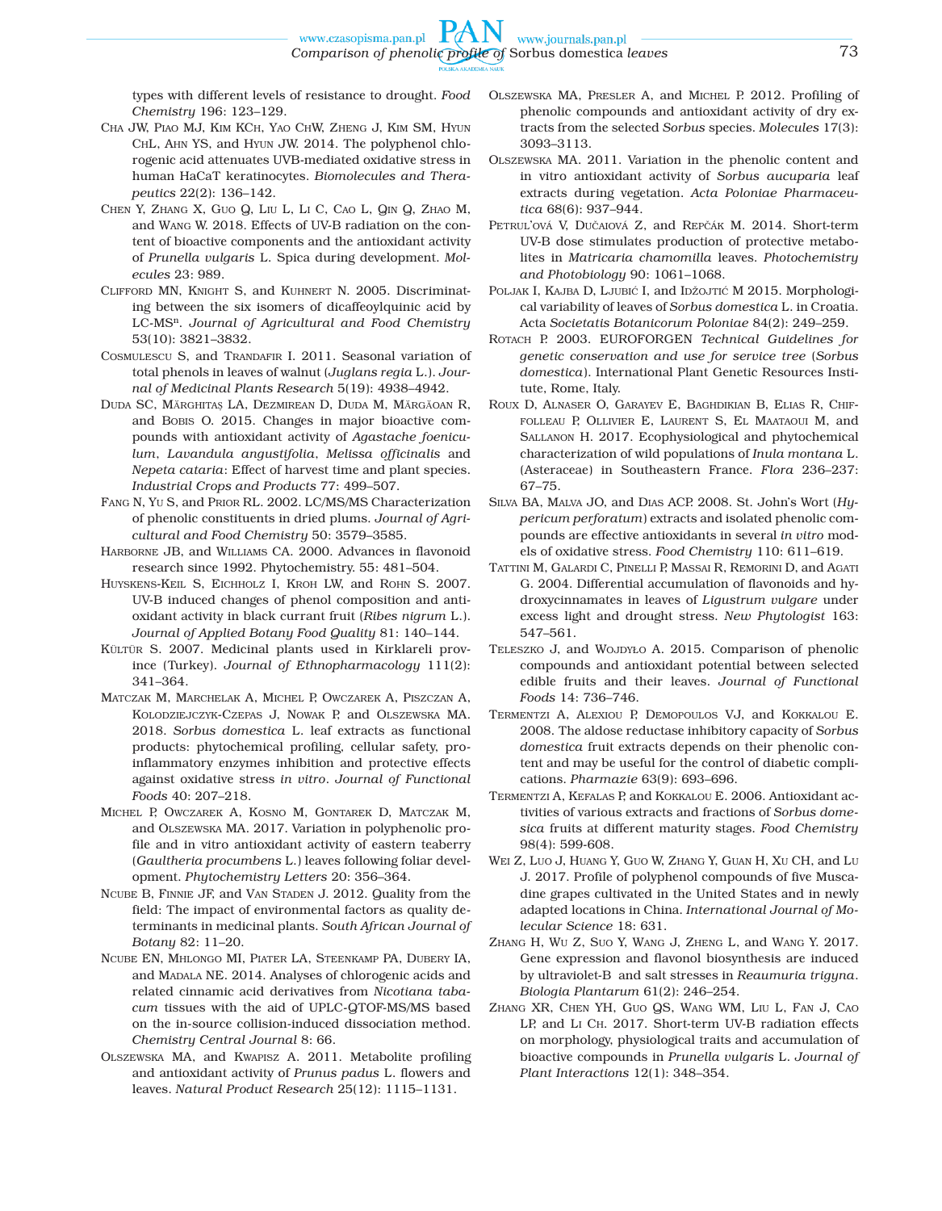types with different levels of resistance to drought. *Food Chemistry* 196: 123–129.

Cha JW, Piao MJ, Kim KCh, Yao ChW, Zheng J, Kim SM, Hyun ChL, Ahn YS, and Hyun JW. 2014. The polyphenol chlorogenic acid attenuates UVB-mediated oxidative stress in human HaCaT keratinocytes. *Biomolecules and Therapeutics* 22(2): 136–142.

Chen Y, Zhang X, Guo Q, Liu L, Li C, Cao L, Qin Q, Zhao M, and Wang W. 2018. Effects of UV-B radiation on the content of bioactive components and the antioxidant activity of *Prunella vulgaris* L. Spica during development. *Molecules* 23: 989.

Clifford MN, Knight S, and Kuhnert N. 2005. Discriminating between the six isomers of dicaffeoylquinic acid by LC-MS$^n$. *Journal of Agricultural and Food Chemistry* 53(10): 3821–3832.

Cosmulescu S, and Trandafir I. 2011. Seasonal variation of total phenols in leaves of walnut (*Juglans regia* L.). *Journal of Medicinal Plants Research* 5(19): 4938–4942.

Duda SC, Mărghitaş LA, Dezmirean D, Duda M, Mărgăoan R, and Bobis O. 2015. Changes in major bioactive compounds with antioxidant activity of *Agastache foeniculum*, *Lavandula angustifolia*, *Melissa officinalis* and *Nepeta cataria*: Effect of harvest time and plant species. *Industrial Crops and Products* 77: 499–507.

Fang N, Yu S, and Prior RL. 2002. LC/MS/MS Characterization of phenolic constituents in dried plums. *Journal of Agricultural and Food Chemistry* 50: 3579–3585.

Harborne JB, and Williams CA. 2000. Advances in flavonoid research since 1992. Phytochemistry. 55: 481–504.

Huyskens-Keil S, Eichholz I, Kroh LW, and Rohn S. 2007. UV-B induced changes of phenol composition and antioxidant activity in black currant fruit (*Ribes nigrum* L.). *Journal of Applied Botany Food Quality* 81: 140–144.

Kültür S. 2007. Medicinal plants used in Kirklareli province (Turkey). *Journal of Ethnopharmacology* 111(2): 341–364.

Matczak M, Marchelak A, Michel P, Owczarek A, Piszczan A, Kolodziejczyk-Czepas J, Nowak P, and Olszewska MA. 2018. *Sorbus domestica* L. leaf extracts as functional products: phytochemical profiling, cellular safety, proinflammatory enzymes inhibition and protective effects against oxidative stress *in vitro*. *Journal of Functional Foods* 40: 207–218.

Michel P, Owczarek A, Kosno M, Gontarek D, Matczak M, and Olszewska MA. 2017. Variation in polyphenolic profile and in vitro antioxidant activity of eastern teaberry (*Gaultheria procumbens* L.) leaves following foliar development. *Phytochemistry Letters* 20: 356–364.

Ncube B, Finnie JF, and Van Staden J. 2012. Quality from the field: The impact of environmental factors as quality determinants in medicinal plants. *South African Journal of Botany* 82: 11–20.

Ncube EN, Mhlongo MI, Piater LA, Steenkamp PA, Dubery IA, and Madala NE. 2014. Analyses of chlorogenic acids and related cinnamic acid derivatives from *Nicotiana tabacum* tissues with the aid of UPLC-QTOF-MS/MS based on the in-source collision-induced dissociation method. *Chemistry Central Journal* 8: 66.

Olszewska MA, and Kwapisz A. 2011. Metabolite profiling and antioxidant activity of *Prunus padus* L. flowers and leaves. *Natural Product Research* 25(12): 1115–1131.

Olszewska MA, Presler A, and Michel P. 2012. Profiling of phenolic compounds and antioxidant activity of dry extracts from the selected *Sorbus* species. *Molecules* 17(3): 3093–3113.

Olszewska MA. 2011. Variation in the phenolic content and in vitro antioxidant activity of *Sorbus aucuparia* leaf extracts during vegetation. *Acta Poloniae Pharmaceutica* 68(6): 937–944.

Petrul'ová V, Dučaiová Z, and Repčák M. 2014. Short-term UV-B dose stimulates production of protective metabolites in *Matricaria chamomilla* leaves. *Photochemistry and Photobiology* 90: 1061–1068.

Poljak I, Kajba D, Ljubić I, and Idžojtić M 2015. Morphological variability of leaves of *Sorbus domestica* L. in Croatia. Acta *Societatis Botanicorum Poloniae* 84(2): 249–259.

Rotach P. 2003. EUROFORGEN *Technical Guidelines for genetic conservation and use for service tree* (*Sorbus domestica*). International Plant Genetic Resources Institute, Rome, Italy.

Roux D, Alnaser O, Garayev E, Baghdikian B, Elias R, Chiffolleau P, Ollivier E, Laurent S, El Maataoui M, and Sallanon H. 2017. Ecophysiological and phytochemical characterization of wild populations of *Inula montana* L. (Asteraceae) in Southeastern France. *Flora* 236–237: 67–75.

Silva BA, Malva JO, and Dias ACP. 2008. St. John's Wort (*Hypericum perforatum*) extracts and isolated phenolic compounds are effective antioxidants in several *in vitro* models of oxidative stress. *Food Chemistry* 110: 611–619.

Tattini M, Galardi C, Pinelli P, Massai R, Remorini D, and Agati G. 2004. Differential accumulation of flavonoids and hydroxycinnamates in leaves of *Ligustrum vulgare* under excess light and drought stress. *New Phytologist* 163: 547–561.

Teleszko J, and Wojdyło A. 2015. Comparison of phenolic compounds and antioxidant potential between selected edible fruits and their leaves. *Journal of Functional Foods* 14: 736–746.

Termentzi A, Alexiou P, Demopoulos VJ, and Kokkalou E. 2008. The aldose reductase inhibitory capacity of *Sorbus domestica* fruit extracts depends on their phenolic content and may be useful for the control of diabetic complications. *Pharmazie* 63(9): 693–696.

Termentzi A, Kefalas P, and Kokkalou E. 2006. Antioxidant activities of various extracts and fractions of *Sorbus domesica* fruits at different maturity stages. *Food Chemistry* 98(4): 599-608.

Wei Z, Luo J, Huang Y, Guo W, Zhang Y, Guan H, Xu CH, and Lu J. 2017. Profile of polyphenol compounds of five Muscadine grapes cultivated in the United States and in newly adapted locations in China. *International Journal of Molecular Science* 18: 631.

Zhang H, Wu Z, Suo Y, Wang J, Zheng L, and Wang Y. 2017. Gene expression and flavonol biosynthesis are induced by ultraviolet-B and salt stresses in *Reaumuria trigyna*. *Biologia Plantarum* 61(2): 246–254.

Zhang XR, Chen YH, Guo QS, Wang WM, Liu L, Fan J, Cao LP, and Li Ch. 2017. Short-term UV-B radiation effects on morphology, physiological traits and accumulation of bioactive compounds in *Prunella vulgaris* L. *Journal of Plant Interactions* 12(1): 348–354.